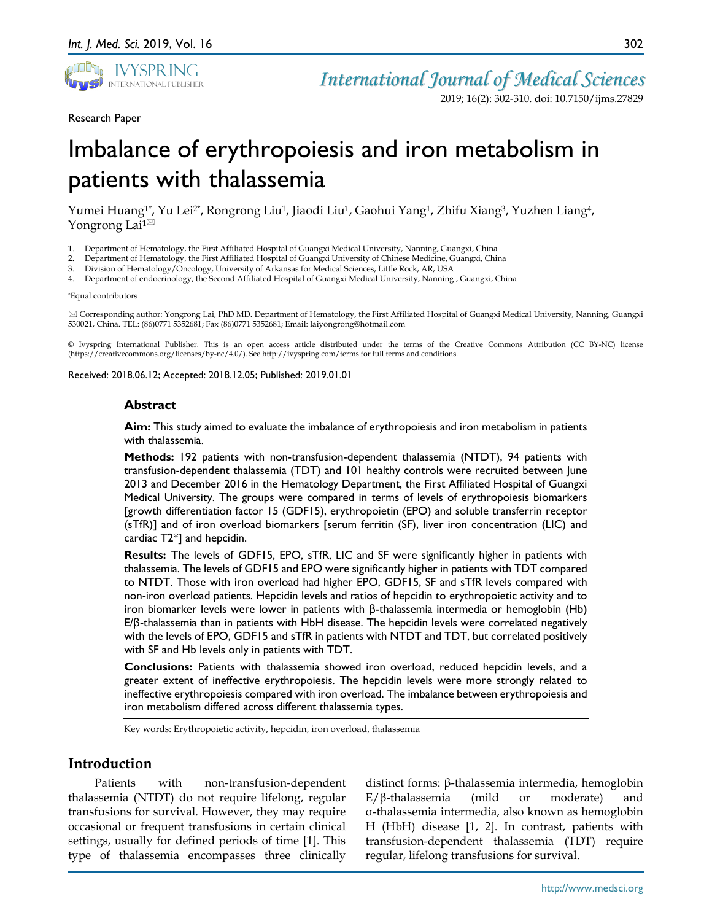Research Paper

# Imbalance of erythropoiesis and iron metabolism in patients with thalassemia

Yumei Huang[1*], Yu Lei[2*], Rongrong Liu[1], Jiaodi Liu[1], Gaohui Yang[1], Zhifu Xiang[3], Yuzhen Liang[4], Yongrong Lai[1]✉

1. Department of Hematology, the First Affiliated Hospital of Guangxi Medical University, Nanning, Guangxi, China
2. Department of Hematology, the First Affiliated Hospital of Guangxi University of Chinese Medicine, Guangxi, China
3. Division of Hematology/Oncology, University of Arkansas for Medical Sciences, Little Rock, AR, USA
4. Department of endocrinology, the Second Affiliated Hospital of Guangxi Medical University, Nanning , Guangxi, China

*Equal contributors

✉ Corresponding author: Yongrong Lai, PhD MD. Department of Hematology, the First Affiliated Hospital of Guangxi Medical University, Nanning, Guangxi 530021, China. TEL: (86)0771 5352681; Fax (86)0771 5352681; Email: laiyongrong@hotmail.com

© Ivyspring International Publisher. This is an open access article distributed under the terms of the Creative Commons Attribution (CC BY-NC) license (https://creativecommons.org/licenses/by-nc/4.0/). See http://ivyspring.com/terms for full terms and conditions.

Received: 2018.06.12; Accepted: 2018.12.05; Published: 2019.01.01

## Abstract

**Aim:** This study aimed to evaluate the imbalance of erythropoiesis and iron metabolism in patients with thalassemia.

**Methods:** 192 patients with non-transfusion-dependent thalassemia (NTDT), 94 patients with transfusion-dependent thalassemia (TDT) and 101 healthy controls were recruited between June 2013 and December 2016 in the Hematology Department, the First Affiliated Hospital of Guangxi Medical University. The groups were compared in terms of levels of erythropoiesis biomarkers [growth differentiation factor 15 (GDF15), erythropoietin (EPO) and soluble transferrin receptor (sTfR)] and of iron overload biomarkers [serum ferritin (SF), liver iron concentration (LIC) and cardiac T2*] and hepcidin.

**Results:** The levels of GDF15, EPO, sTfR, LIC and SF were significantly higher in patients with thalassemia. The levels of GDF15 and EPO were significantly higher in patients with TDT compared to NTDT. Those with iron overload had higher EPO, GDF15, SF and sTfR levels compared with non-iron overload patients. Hepcidin levels and ratios of hepcidin to erythropoietic activity and to iron biomarker levels were lower in patients with β-thalassemia intermedia or hemoglobin (Hb) E/β-thalassemia than in patients with HbH disease. The hepcidin levels were correlated negatively with the levels of EPO, GDF15 and sTfR in patients with NTDT and TDT, but correlated positively with SF and Hb levels only in patients with TDT.

**Conclusions:** Patients with thalassemia showed iron overload, reduced hepcidin levels, and a greater extent of ineffective erythropoiesis. The hepcidin levels were more strongly related to ineffective erythropoiesis compared with iron overload. The imbalance between erythropoiesis and iron metabolism differed across different thalassemia types.

Key words: Erythropoietic activity, hepcidin, iron overload, thalassemia

## Introduction

Patients with non-transfusion-dependent thalassemia (NTDT) do not require lifelong, regular transfusions for survival. However, they may require occasional or frequent transfusions in certain clinical settings, usually for defined periods of time [1]. This type of thalassemia encompasses three clinically distinct forms: β-thalassemia intermedia, hemoglobin E/β-thalassemia (mild or moderate) and α-thalassemia intermedia, also known as hemoglobin H (HbH) disease [1, 2]. In contrast, patients with transfusion-dependent thalassemia (TDT) require regular, lifelong transfusions for survival.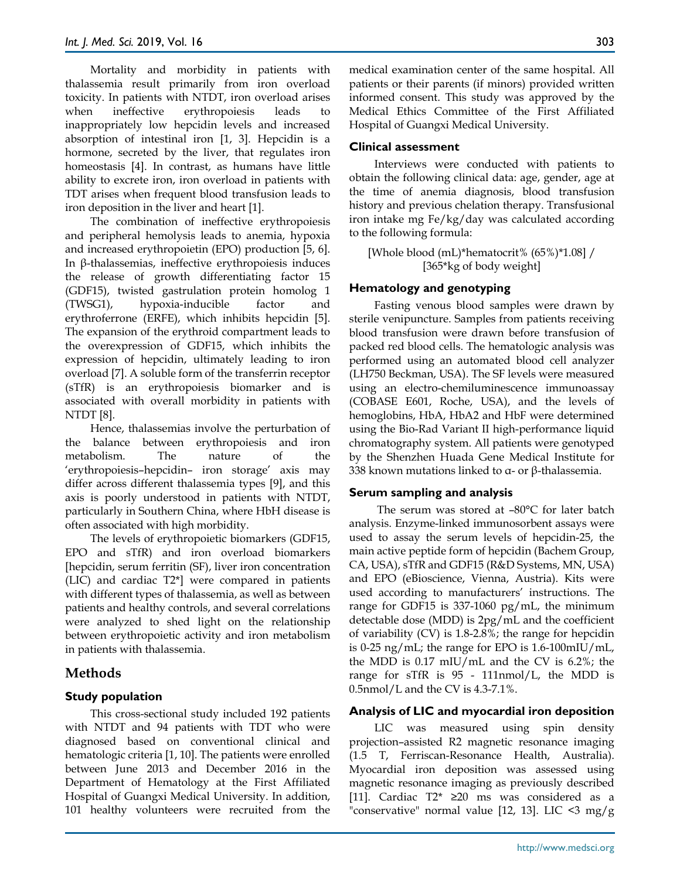Mortality and morbidity in patients with thalassemia result primarily from iron overload toxicity. In patients with NTDT, iron overload arises when ineffective erythropoiesis leads to inappropriately low hepcidin levels and increased absorption of intestinal iron [1, 3]. Hepcidin is a hormone, secreted by the liver, that regulates iron homeostasis [4]. In contrast, as humans have little ability to excrete iron, iron overload in patients with TDT arises when frequent blood transfusion leads to iron deposition in the liver and heart [1].

The combination of ineffective erythropoiesis and peripheral hemolysis leads to anemia, hypoxia and increased erythropoietin (EPO) production [5, 6]. In β-thalassemias, ineffective erythropoiesis induces the release of growth differentiating factor 15 (GDF15), twisted gastrulation protein homolog 1 (TWSG1), hypoxia-inducible factor and erythroferrone (ERFE), which inhibits hepcidin [5]. The expansion of the erythroid compartment leads to the overexpression of GDF15, which inhibits the expression of hepcidin, ultimately leading to iron overload [7]. A soluble form of the transferrin receptor (sTfR) is an erythropoiesis biomarker and is associated with overall morbidity in patients with NTDT [8].

Hence, thalassemias involve the perturbation of the balance between erythropoiesis and iron metabolism. The nature of the 'erythropoiesis–hepcidin– iron storage' axis may differ across different thalassemia types [9], and this axis is poorly understood in patients with NTDT, particularly in Southern China, where HbH disease is often associated with high morbidity.

The levels of erythropoietic biomarkers (GDF15, EPO and sTfR) and iron overload biomarkers [hepcidin, serum ferritin (SF), liver iron concentration (LIC) and cardiac T2*] were compared in patients with different types of thalassemia, as well as between patients and healthy controls, and several correlations were analyzed to shed light on the relationship between erythropoietic activity and iron metabolism in patients with thalassemia.

# Methods

## Study population

This cross-sectional study included 192 patients with NTDT and 94 patients with TDT who were diagnosed based on conventional clinical and hematologic criteria [1, 10]. The patients were enrolled between June 2013 and December 2016 in the Department of Hematology at the First Affiliated Hospital of Guangxi Medical University. In addition, 101 healthy volunteers were recruited from the medical examination center of the same hospital. All patients or their parents (if minors) provided written informed consent. This study was approved by the Medical Ethics Committee of the First Affiliated Hospital of Guangxi Medical University.

## Clinical assessment

Interviews were conducted with patients to obtain the following clinical data: age, gender, age at the time of anemia diagnosis, blood transfusion history and previous chelation therapy. Transfusional iron intake mg Fe/kg/day was calculated according to the following formula:

[Whole blood (mL)*hematocrit% (65%)*1.08] / [365*kg of body weight]

## Hematology and genotyping

Fasting venous blood samples were drawn by sterile venipuncture. Samples from patients receiving blood transfusion were drawn before transfusion of packed red blood cells. The hematologic analysis was performed using an automated blood cell analyzer (LH750 Beckman, USA). The SF levels were measured using an electro-chemiluminescence immunoassay (COBASE E601, Roche, USA), and the levels of hemoglobins, HbA, HbA2 and HbF were determined using the Bio-Rad Variant II high-performance liquid chromatography system. All patients were genotyped by the Shenzhen Huada Gene Medical Institute for 338 known mutations linked to α- or β-thalassemia.

## Serum sampling and analysis

The serum was stored at –80°C for later batch analysis. Enzyme-linked immunosorbent assays were used to assay the serum levels of hepcidin-25, the main active peptide form of hepcidin (Bachem Group, CA, USA), sTfR and GDF15 (R&D Systems, MN, USA) and EPO (eBioscience, Vienna, Austria). Kits were used according to manufacturers' instructions. The range for GDF15 is 337-1060 pg/mL, the minimum detectable dose (MDD) is 2pg/mL and the coefficient of variability (CV) is 1.8-2.8%; the range for hepcidin is 0-25 ng/mL; the range for EPO is 1.6-100mIU/mL, the MDD is 0.17 mIU/mL and the CV is 6.2%; the range for sTfR is 95 - 111nmol/L, the MDD is 0.5nmol/L and the CV is 4.3-7.1%.

## Analysis of LIC and myocardial iron deposition

LIC was measured using spin density projection–assisted R2 magnetic resonance imaging (1.5 T, Ferriscan-Resonance Health, Australia). Myocardial iron deposition was assessed using magnetic resonance imaging as previously described [11]. Cardiac T2* ≥20 ms was considered as a "conservative" normal value [12, 13]. LIC <3 mg/g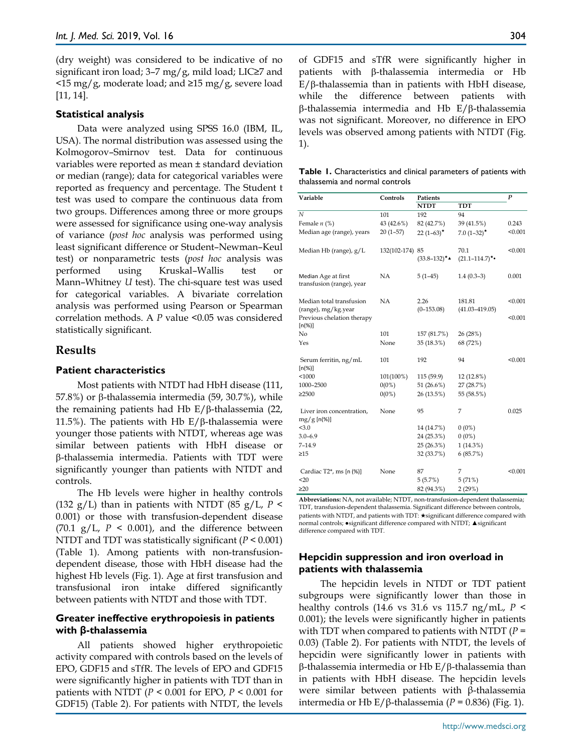(dry weight) was considered to be indicative of no significant iron load; 3–7 mg/g, mild load; LIC≥7 and <15 mg/g, moderate load; and ≥15 mg/g, severe load [11, 14].

### Statistical analysis

Data were analyzed using SPSS 16.0 (IBM, IL, USA). The normal distribution was assessed using the Kolmogorov–Smirnov test. Data for continuous variables were reported as mean ± standard deviation or median (range); data for categorical variables were reported as frequency and percentage. The Student t test was used to compare the continuous data from two groups. Differences among three or more groups were assessed for significance using one-way analysis of variance (*post hoc* analysis was performed using least significant difference or Student–Newman–Keul test) or nonparametric tests (*post hoc* analysis was performed using Kruskal–Wallis test or Mann–Whitney *U* test). The chi-square test was used for categorical variables. A bivariate correlation analysis was performed using Pearson or Spearman correlation methods. A *P* value <0.05 was considered statistically significant.

## Results

### Patient characteristics

Most patients with NTDT had HbH disease (111, 57.8%) or β-thalassemia intermedia (59, 30.7%), while the remaining patients had Hb E/β-thalassemia (22, 11.5%). The patients with Hb E/β-thalassemia were younger those patients with NTDT, whereas age was similar between patients with HbH disease or β-thalassemia intermedia. Patients with TDT were significantly younger than patients with NTDT and controls.

The Hb levels were higher in healthy controls (132 g/L) than in patients with NTDT (85 g/L, $P < 0.001$) or those with transfusion-dependent disease (70.1 g/L, $P < 0.001$), and the difference between NTDT and TDT was statistically significant ($P < 0.001$) (Table 1). Among patients with non-transfusion-dependent disease, those with HbH disease had the highest Hb levels (Fig. 1). Age at first transfusion and transfusional iron intake differed significantly between patients with NTDT and those with TDT.

### Greater ineffective erythropoiesis in patients with β-thalassemia

All patients showed higher erythropoietic activity compared with controls based on the levels of EPO, GDF15 and sTfR. The levels of EPO and GDF15 were significantly higher in patients with TDT than in patients with NTDT ($P < 0.001$ for EPO, $P < 0.001$ for GDF15) (Table 2). For patients with NTDT, the levels of GDF15 and sTfR were significantly higher in patients with β-thalassemia intermedia or Hb E/β-thalassemia than in patients with HbH disease, while the difference between patients with β-thalassemia intermedia and Hb E/β-thalassemia was not significant. Moreover, no difference in EPO levels was observed among patients with NTDT (Fig. 1).

**Table 1.** Characteristics and clinical parameters of patients with thalassemia and normal controls

| Variable | Controls | Patients | | *P* |
|---|---|---|---|---|
| | | NTDT | TDT | |
| *N* | 101 | 192 | 94 | |
| Female *n* (%) | 43 (42.6%) | 82 (42.7%) | 39 (41.5%) | 0.243 |
| Median age (range), years | 20 (1–57) | 22 (1–63)★ | 7.0 (1–32)★ | <0.001 |
| Median Hb (range), g/L | 132(102-174) | 85 (33.8–132)★▲ | 70.1 (21.1–114.7)★● | <0.001 |
| Median Age at first transfusion (range), year | NA | 5 (1–45) | 1.4 (0.3–3) | 0.001 |
| Median total transfusion (range), mg/kg.year | NA | 2.26 (0–153.08) | 181.81 (41.03–419.05) | <0.001 |
| Previous chelation therapy [n(%)] | | | | <0.001 |
| No | 101 | 157 (81.7%) | 26 (28%) | |
| Yes | None | 35 (18.3%) | 68 (72%) | |
| Serum ferritin, ng/mL [n(%)] | 101 | 192 | 94 | <0.001 |
| <1000 | 101(100%) | 115 (59.9) | 12 (12.8%) | |
| 1000–2500 | 0(0%) | 51 (26.6%) | 27 (28.7%) | |
| ≥2500 | 0(0%) | 26 (13.5%) | 55 (58.5%) | |
| Liver iron concentration, mg/g [n(%)] | None | 95 | 7 | 0.025 |
| <3.0 | | 14 (14.7%) | 0 (0%) | |
| 3.0–6.9 | | 24 (25.3%) | 0 (0%) | |
| 7–14.9 | | 25 (26.3%) | 1 (14.3%) | |
| ≥15 | | 32 (33.7%) | 6 (85.7%) | |
| Cardiac T2*, ms [n (%)] | None | 87 | 7 | <0.001 |
| <20 | | 5 (5.7%) | 5 (71%) | |
| ≥20 | | 82 (94.3%) | 2 (29%) | |

**Abbreviations:** NA, not available; NTDT, non-transfusion-dependent thalassemia; TDT, transfusion-dependent thalassemia. Significant difference between controls, patients with NTDT, and patients with TDT: ★significant difference compared with normal controls; ●significant difference compared with NTDT; ▲significant difference compared with TDT.

### Hepcidin suppression and iron overload in patients with thalassemia

The hepcidin levels in NTDT or TDT patient subgroups were significantly lower than those in healthy controls (14.6 vs 31.6 vs 115.7 ng/mL, $P < 0.001$); the levels were significantly higher in patients with TDT when compared to patients with NTDT ($P = 0.03$) (Table 2). For patients with NTDT, the levels of hepcidin were significantly lower in patients with β-thalassemia intermedia or Hb E/β-thalassemia than in patients with HbH disease. The hepcidin levels were similar between patients with β-thalassemia intermedia or Hb E/β-thalassemia ($P = 0.836$) (Fig. 1).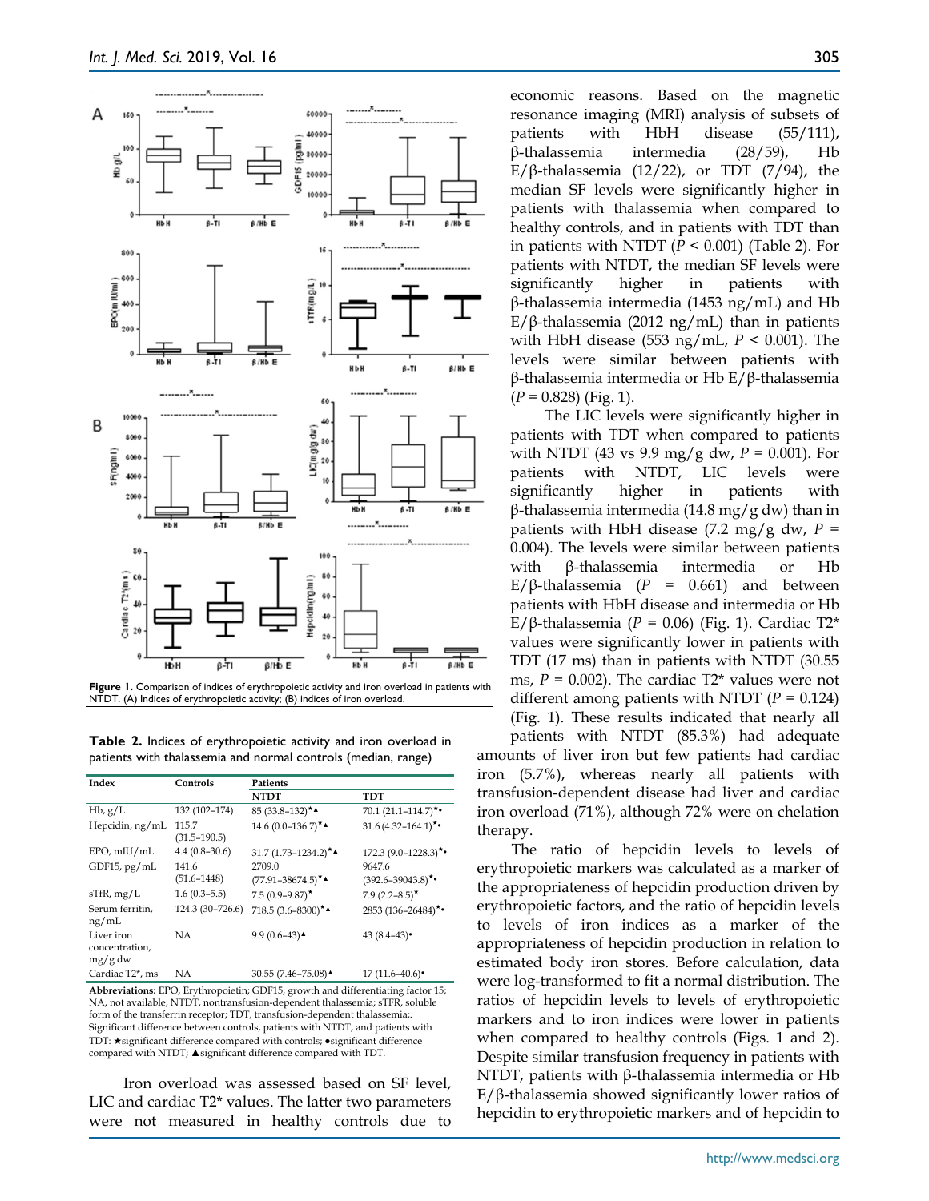Figure 1. Comparison of indices of erythropoietic activity and iron overload in patients with NTDT. (A) Indices of erythropoietic activity; (B) indices of iron overload.

**Table 2.** Indices of erythropoietic activity and iron overload in patients with thalassemia and normal controls (median, range)

| Index | Controls | Patients | |
|---|---|---|---|
| | | NTDT | TDT |
| Hb, g/L | 132 (102–174) | 85 (33.8–132)★▲ | 70.1 (21.1–114.7)★• |
| Hepcidin, ng/mL | 115.7 (31.5–190.5) | 14.6 (0.0–136.7)★▲ | 31.6 (4.32–164.1)★• |
| EPO, mIU/mL | 4.4 (0.8–30.6) | 31.7 (1.73–1234.2)★▲ | 172.3 (9.0–1228.3)★• |
| GDF15, pg/mL | 141.6 (51.6–1448) | 2709.0 (77.91–38674.5)★▲ | 9647.6 (392.6–39043.8)★• |
| sTfR, mg/L | 1.6 (0.3–5.5) | 7.5 (0.9–9.87)★ | 7.9 (2.2–8.5)★ |
| Serum ferritin, ng/mL | 124.3 (30–726.6) | 718.5 (3.6–8300)★▲ | 2853 (136–26484)★• |
| Liver iron concentration, mg/g dw | NA | 9.9 (0.6–43)▲ | 43 (8.4–43)• |
| Cardiac T2*, ms | NA | 30.55 (7.46–75.08)▲ | 17 (11.6–40.6)• |

**Abbreviations:** EPO, Erythropoietin; GDF15, growth and differentiating factor 15; NA, not available; NTDT, nontransfusion-dependent thalassemia; sTFR, soluble form of the transferrin receptor; TDT, transfusion-dependent thalassemia;. Significant difference between controls, patients with NTDT, and patients with TDT: ★significant difference compared with controls; •significant difference compared with NTDT; ▲significant difference compared with TDT.

Iron overload was assessed based on SF level, LIC and cardiac T2* values. The latter two parameters were not measured in healthy controls due to economic reasons. Based on the magnetic resonance imaging (MRI) analysis of subsets of patients with HbH disease (55/111), β-thalassemia intermedia (28/59), Hb E/β-thalassemia (12/22), or TDT (7/94), the median SF levels were significantly higher in patients with thalassemia when compared to healthy controls, and in patients with TDT than in patients with NTDT ($P < 0.001$) (Table 2). For patients with NTDT, the median SF levels were significantly higher in patients with β-thalassemia intermedia (1453 ng/mL) and Hb E/β-thalassemia (2012 ng/mL) than in patients with HbH disease (553 ng/mL, $P < 0.001$). The levels were similar between patients with β-thalassemia intermedia or Hb E/β-thalassemia ($P = 0.828$) (Fig. 1).

The LIC levels were significantly higher in patients with TDT when compared to patients with NTDT (43 vs 9.9 mg/g dw, $P = 0.001$). For patients with NTDT, LIC levels were significantly higher in patients with β-thalassemia intermedia (14.8 mg/g dw) than in patients with HbH disease (7.2 mg/g dw, $P = 0.004$). The levels were similar between patients with β-thalassemia intermedia or Hb E/β-thalassemia ($P = 0.661$) and between patients with HbH disease and intermedia or Hb E/β-thalassemia ($P = 0.06$) (Fig. 1). Cardiac T2* values were significantly lower in patients with TDT (17 ms) than in patients with NTDT (30.55 ms, $P = 0.002$). The cardiac T2* values were not different among patients with NTDT ($P = 0.124$) (Fig. 1). These results indicated that nearly all patients with NTDT (85.3%) had adequate amounts of liver iron but few patients had cardiac iron (5.7%), whereas nearly all patients with transfusion-dependent disease had liver and cardiac iron overload (71%), although 72% were on chelation therapy.

The ratio of hepcidin levels to levels of erythropoietic markers was calculated as a marker of the appropriateness of hepcidin production driven by erythropoietic factors, and the ratio of hepcidin levels to levels of iron indices as a marker of the appropriateness of hepcidin production in relation to estimated body iron stores. Before calculation, data were log-transformed to fit a normal distribution. The ratios of hepcidin levels to levels of erythropoietic markers and to iron indices were lower in patients when compared to healthy controls (Figs. 1 and 2). Despite similar transfusion frequency in patients with NTDT, patients with β-thalassemia intermedia or Hb E/β-thalassemia showed significantly lower ratios of hepcidin to erythropoietic markers and of hepcidin to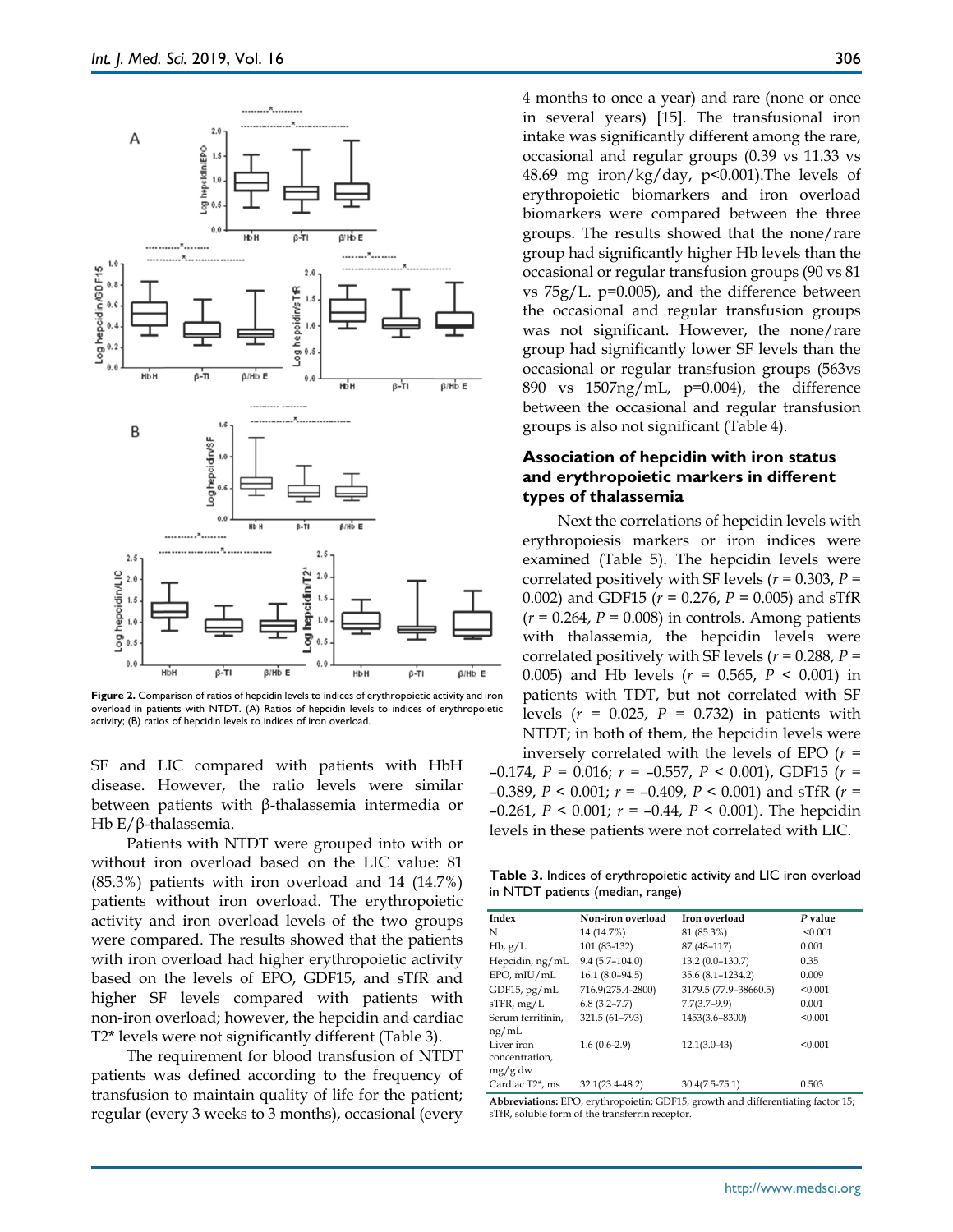**Figure 2.** Comparison of ratios of hepcidin levels to indices of erythropoietic activity and iron overload in patients with NTDT. (A) Ratios of hepcidin levels to indices of erythropoietic activity; (B) ratios of hepcidin levels to indices of iron overload.

SF and LIC compared with patients with HbH disease. However, the ratio levels were similar between patients with β-thalassemia intermedia or Hb E/β-thalassemia.

Patients with NTDT were grouped into with or without iron overload based on the LIC value: 81 (85.3%) patients with iron overload and 14 (14.7%) patients without iron overload. The erythropoietic activity and iron overload levels of the two groups were compared. The results showed that the patients with iron overload had higher erythropoietic activity based on the levels of EPO, GDF15, and sTfR and higher SF levels compared with patients with non-iron overload; however, the hepcidin and cardiac T2* levels were not significantly different (Table 3).

The requirement for blood transfusion of NTDT patients was defined according to the frequency of transfusion to maintain quality of life for the patient; regular (every 3 weeks to 3 months), occasional (every 4 months to once a year) and rare (none or once in several years) [15]. The transfusional iron intake was significantly different among the rare, occasional and regular groups (0.39 vs 11.33 vs 48.69 mg iron/kg/day, p<0.001).The levels of erythropoietic biomarkers and iron overload biomarkers were compared between the three groups. The results showed that the none/rare group had significantly higher Hb levels than the occasional or regular transfusion groups (90 vs 81 vs 75g/L. p=0.005), and the difference between the occasional and regular transfusion groups was not significant. However, the none/rare group had significantly lower SF levels than the occasional or regular transfusion groups (563vs 890 vs 1507ng/mL, p=0.004), the difference between the occasional and regular transfusion groups is also not significant (Table 4).

### Association of hepcidin with iron status and erythropoietic markers in different types of thalassemia

Next the correlations of hepcidin levels with erythropoiesis markers or iron indices were examined (Table 5). The hepcidin levels were correlated positively with SF levels ($r$ = 0.303, $P$ = 0.002) and GDF15 ($r$ = 0.276, $P$ = 0.005) and sTfR ($r$ = 0.264, $P$ = 0.008) in controls. Among patients with thalassemia, the hepcidin levels were correlated positively with SF levels ($r$ = 0.288, $P$ = 0.005) and Hb levels ($r$ = 0.565, $P$ < 0.001) in patients with TDT, but not correlated with SF levels ($r$ = 0.025, $P$ = 0.732) in patients with NTDT; in both of them, the hepcidin levels were inversely correlated with the levels of EPO ($r$ = –0.174, $P$ = 0.016; $r$ = –0.557, $P$ < 0.001), GDF15 ($r$ = –0.389, $P$ < 0.001; $r$ = –0.409, $P$ < 0.001) and sTfR ($r$ = –0.261, $P$ < 0.001; $r$ = –0.44, $P$ < 0.001). The hepcidin levels in these patients were not correlated with LIC.

**Table 3.** Indices of erythropoietic activity and LIC iron overload in NTDT patients (median, range)

| Index | Non-iron overload | Iron overload | *P* value |
|---|---|---|---|
| N | 14 (14.7%) | 81 (85.3%) | <0.001 |
| Hb, g/L | 101 (83-132) | 87 (48–117) | 0.001 |
| Hepcidin, ng/mL | 9.4 (5.7–104.0) | 13.2 (0.0–130.7) | 0.35 |
| EPO, mIU/mL | 16.1 (8.0–94.5) | 35.6 (8.1–1234.2) | 0.009 |
| GDF15, pg/mL | 716.9(275.4-2800) | 3179.5 (77.9–38660.5) | <0.001 |
| sTFR, mg/L | 6.8 (3.2–7.7) | 7.7(3.7–9.9) | 0.001 |
| Serum ferritinin, ng/mL | 321.5 (61–793) | 1453(3.6–8300) | <0.001 |
| Liver iron concentration, mg/g dw | 1.6 (0.6-2.9) | 12.1(3.0-43) | <0.001 |
| Cardiac T2*, ms | 32.1(23.4-48.2) | 30.4(7.5-75.1) | 0.503 |

**Abbreviations:** EPO, erythropoietin; GDF15, growth and differentiating factor 15; sTfR, soluble form of the transferrin receptor.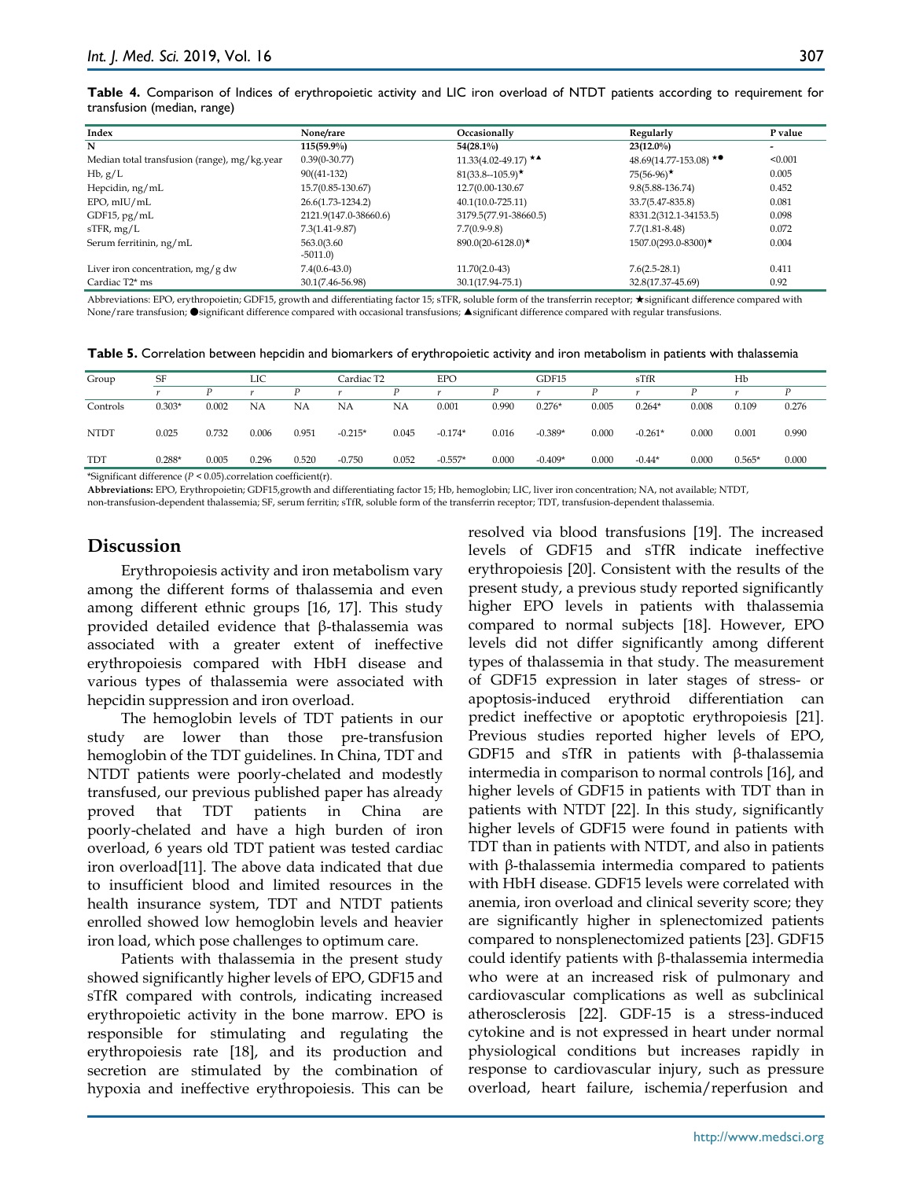**Table 4.** Comparison of Indices of erythropoietic activity and LIC iron overload of NTDT patients according to requirement for transfusion (median, range)

| Index | None/rare | Occasionally | Regularly | P value |
|---|---|---|---|---|
| N | **115(59.9%)** | **54(28.1%)** | **23(12.0%)** | - |
| Median total transfusion (range), mg/kg.year | 0.39(0-30.77) | 11.33(4.02-49.17) ★▲ | 48.69(14.77-153.08) ★● | <0.001 |
| Hb, g/L | 90((41-132) | 81(33.8--105.9)★ | 75(56-96)★ | 0.005 |
| Hepcidin, ng/mL | 15.7(0.85-130.67) | 12.7(0.00-130.67 | 9.8(5.88-136.74) | 0.452 |
| EPO, mIU/mL | 26.6(1.73-1234.2) | 40.1(10.0-725.11) | 33.7(5.47-835.8) | 0.081 |
| GDF15, pg/mL | 2121.9(147.0-38660.6) | 3179.5(77.91-38660.5) | 8331.2(312.1-34153.5) | 0.098 |
| sTFR, mg/L | 7.3(1.41-9.87) | 7.7(0.9-9.8) | 7.7(1.81-8.48) | 0.072 |
| Serum ferritinin, ng/mL | 563.0(3.60 -5011.0) | 890.0(20-6128.0)★ | 1507.0(293.0-8300)★ | 0.004 |
| Liver iron concentration, mg/g dw | 7.4(0.6-43.0) | 11.70(2.0-43) | 7.6(2.5-28.1) | 0.411 |
| Cardiac T2* ms | 30.1(7.46-56.98) | 30.1(17.94-75.1) | 32.8(17.37-45.69) | 0.92 |

Abbreviations: EPO, erythropoietin; GDF15, growth and differentiating factor 15; sTFR, soluble form of the transferrin receptor; ★significant difference compared with None/rare transfusion; ●significant difference compared with occasional transfusions; ▲significant difference compared with regular transfusions.

**Table 5.** Correlation between hepcidin and biomarkers of erythropoietic activity and iron metabolism in patients with thalassemia

| Group | SF | | LIC | | Cardiac T2 | | EPO | | GDF15 | | sTfR | | Hb | |
|---|---|---|---|---|---|---|---|---|---|---|---|---|---|---|
| | *r* | *P* | *r* | *P* | *r* | *P* | *r* | *P* | *r* | *P* | *r* | *P* | *r* | *P* |
| Controls | 0.303* | 0.002 | NA | NA | NA | NA | 0.001 | 0.990 | 0.276* | 0.005 | 0.264* | 0.008 | 0.109 | 0.276 |
| NTDT | 0.025 | 0.732 | 0.006 | 0.951 | -0.215* | 0.045 | -0.174* | 0.016 | -0.389* | 0.000 | -0.261* | 0.000 | 0.001 | 0.990 |
| TDT | 0.288* | 0.005 | 0.296 | 0.520 | -0.750 | 0.052 | -0.557* | 0.000 | -0.409* | 0.000 | -0.44* | 0.000 | 0.565* | 0.000 |

*Significant difference ($P < 0.05$).correlation coefficient(r).

**Abbreviations:** EPO, Erythropoietin; GDF15,growth and differentiating factor 15; Hb, hemoglobin; LIC, liver iron concentration; NA, not available; NTDT, non-transfusion-dependent thalassemia; SF, serum ferritin; sTfR, soluble form of the transferrin receptor; TDT, transfusion-dependent thalassemia.

## Discussion

Erythropoiesis activity and iron metabolism vary among the different forms of thalassemia and even among different ethnic groups [16, 17]. This study provided detailed evidence that β-thalassemia was associated with a greater extent of ineffective erythropoiesis compared with HbH disease and various types of thalassemia were associated with hepcidin suppression and iron overload.

The hemoglobin levels of TDT patients in our study are lower than those pre-transfusion hemoglobin of the TDT guidelines. In China, TDT and NTDT patients were poorly-chelated and modestly transfused, our previous published paper has already proved that TDT patients in China are poorly-chelated and have a high burden of iron overload, 6 years old TDT patient was tested cardiac iron overload[11]. The above data indicated that due to insufficient blood and limited resources in the health insurance system, TDT and NTDT patients enrolled showed low hemoglobin levels and heavier iron load, which pose challenges to optimum care.

Patients with thalassemia in the present study showed significantly higher levels of EPO, GDF15 and sTfR compared with controls, indicating increased erythropoietic activity in the bone marrow. EPO is responsible for stimulating and regulating the erythropoiesis rate [18], and its production and secretion are stimulated by the combination of hypoxia and ineffective erythropoiesis. This can be resolved via blood transfusions [19]. The increased levels of GDF15 and sTfR indicate ineffective erythropoiesis [20]. Consistent with the results of the present study, a previous study reported significantly higher EPO levels in patients with thalassemia compared to normal subjects [18]. However, EPO levels did not differ significantly among different types of thalassemia in that study. The measurement of GDF15 expression in later stages of stress- or apoptosis-induced erythroid differentiation can predict ineffective or apoptotic erythropoiesis [21]. Previous studies reported higher levels of EPO, GDF15 and sTfR in patients with β-thalassemia intermedia in comparison to normal controls [16], and higher levels of GDF15 in patients with TDT than in patients with NTDT [22]. In this study, significantly higher levels of GDF15 were found in patients with TDT than in patients with NTDT, and also in patients with β-thalassemia intermedia compared to patients with HbH disease. GDF15 levels were correlated with anemia, iron overload and clinical severity score; they are significantly higher in splenectomized patients compared to nonsplenectomized patients [23]. GDF15 could identify patients with β-thalassemia intermedia who were at an increased risk of pulmonary and cardiovascular complications as well as subclinical atherosclerosis [22]. GDF-15 is a stress-induced cytokine and is not expressed in heart under normal physiological conditions but increases rapidly in response to cardiovascular injury, such as pressure overload, heart failure, ischemia/reperfusion and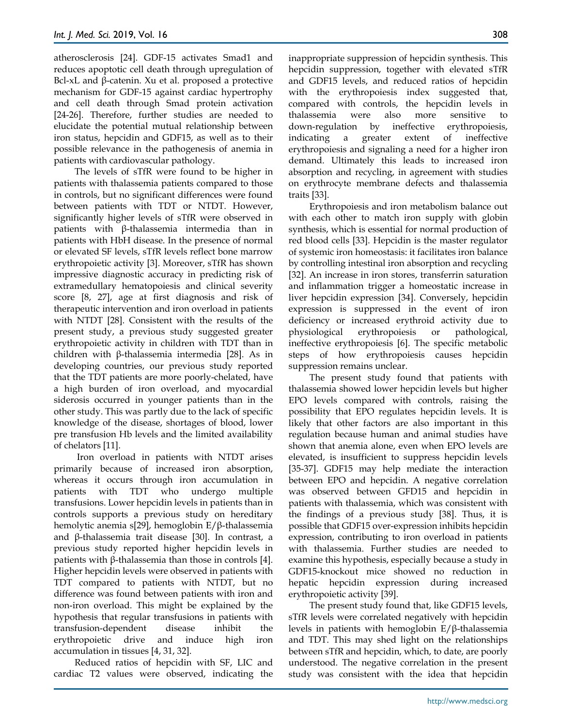atherosclerosis [24]. GDF-15 activates Smad1 and reduces apoptotic cell death through upregulation of Bcl-xL and β-catenin. Xu et al. proposed a protective mechanism for GDF-15 against cardiac hypertrophy and cell death through Smad protein activation [24-26]. Therefore, further studies are needed to elucidate the potential mutual relationship between iron status, hepcidin and GDF15, as well as to their possible relevance in the pathogenesis of anemia in patients with cardiovascular pathology.

The levels of sTfR were found to be higher in patients with thalassemia patients compared to those in controls, but no significant differences were found between patients with TDT or NTDT. However, significantly higher levels of sTfR were observed in patients with β-thalassemia intermedia than in patients with HbH disease. In the presence of normal or elevated SF levels, sTfR levels reflect bone marrow erythropoietic activity [3]. Moreover, sTfR has shown impressive diagnostic accuracy in predicting risk of extramedullary hematopoiesis and clinical severity score [8, 27], age at first diagnosis and risk of therapeutic intervention and iron overload in patients with NTDT [28]. Consistent with the results of the present study, a previous study suggested greater erythropoietic activity in children with TDT than in children with β-thalassemia intermedia [28]. As in developing countries, our previous study reported that the TDT patients are more poorly-chelated, have a high burden of iron overload, and myocardial siderosis occurred in younger patients than in the other study. This was partly due to the lack of specific knowledge of the disease, shortages of blood, lower pre transfusion Hb levels and the limited availability of chelators [11].

Iron overload in patients with NTDT arises primarily because of increased iron absorption, whereas it occurs through iron accumulation in patients with TDT who undergo multiple transfusions. Lower hepcidin levels in patients than in controls supports a previous study on hereditary hemolytic anemia s[29], hemoglobin E/β-thalassemia and β-thalassemia trait disease [30]. In contrast, a previous study reported higher hepcidin levels in patients with β-thalassemia than those in controls [4]. Higher hepcidin levels were observed in patients with TDT compared to patients with NTDT, but no difference was found between patients with iron and non-iron overload. This might be explained by the hypothesis that regular transfusions in patients with transfusion-dependent disease inhibit the erythropoietic drive and induce high iron accumulation in tissues [4, 31, 32].

Reduced ratios of hepcidin with SF, LIC and cardiac T2 values were observed, indicating the inappropriate suppression of hepcidin synthesis. This hepcidin suppression, together with elevated sTfR and GDF15 levels, and reduced ratios of hepcidin with the erythropoiesis index suggested that, compared with controls, the hepcidin levels in thalassemia were also more sensitive to down-regulation by ineffective erythropoiesis, indicating a greater extent of ineffective erythropoiesis and signaling a need for a higher iron demand. Ultimately this leads to increased iron absorption and recycling, in agreement with studies on erythrocyte membrane defects and thalassemia traits [33].

Erythropoiesis and iron metabolism balance out with each other to match iron supply with globin synthesis, which is essential for normal production of red blood cells [33]. Hepcidin is the master regulator of systemic iron homeostasis: it facilitates iron balance by controlling intestinal iron absorption and recycling [32]. An increase in iron stores, transferrin saturation and inflammation trigger a homeostatic increase in liver hepcidin expression [34]. Conversely, hepcidin expression is suppressed in the event of iron deficiency or increased erythroid activity due to physiological erythropoiesis or pathological, ineffective erythropoiesis [6]. The specific metabolic steps of how erythropoiesis causes hepcidin suppression remains unclear.

The present study found that patients with thalassemia showed lower hepcidin levels but higher EPO levels compared with controls, raising the possibility that EPO regulates hepcidin levels. It is likely that other factors are also important in this regulation because human and animal studies have shown that anemia alone, even when EPO levels are elevated, is insufficient to suppress hepcidin levels [35-37]. GDF15 may help mediate the interaction between EPO and hepcidin. A negative correlation was observed between GFD15 and hepcidin in patients with thalassemia, which was consistent with the findings of a previous study [38]. Thus, it is possible that GDF15 over-expression inhibits hepcidin expression, contributing to iron overload in patients with thalassemia. Further studies are needed to examine this hypothesis, especially because a study in GDF15-knockout mice showed no reduction in hepatic hepcidin expression during increased erythropoietic activity [39].

The present study found that, like GDF15 levels, sTfR levels were correlated negatively with hepcidin levels in patients with hemoglobin E/β-thalassemia and TDT. This may shed light on the relationships between sTfR and hepcidin, which, to date, are poorly understood. The negative correlation in the present study was consistent with the idea that hepcidin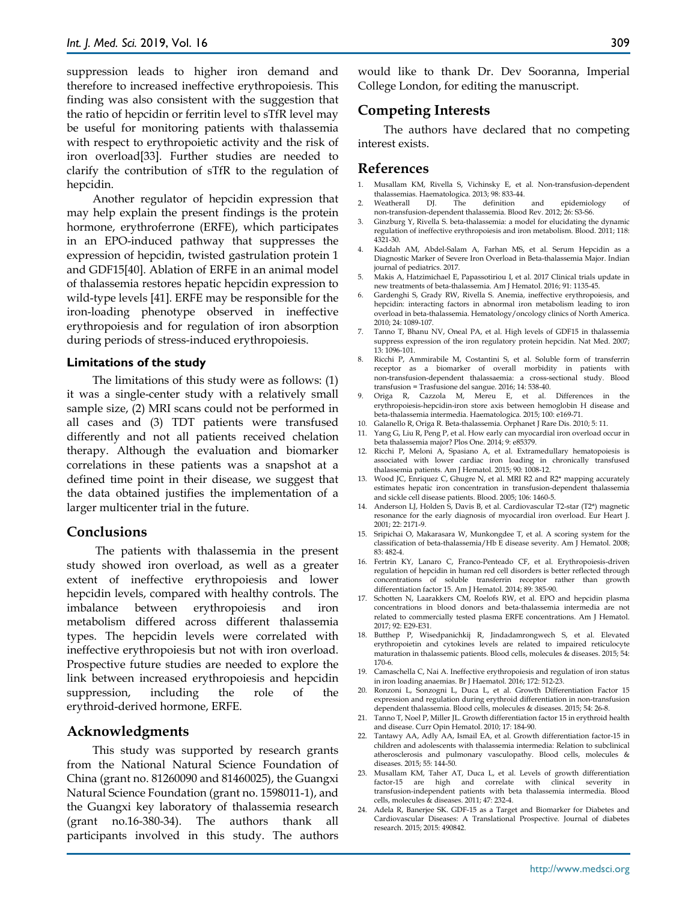suppression leads to higher iron demand and therefore to increased ineffective erythropoiesis. This finding was also consistent with the suggestion that the ratio of hepcidin or ferritin level to sTfR level may be useful for monitoring patients with thalassemia with respect to erythropoietic activity and the risk of iron overload[33]. Further studies are needed to clarify the contribution of sTfR to the regulation of hepcidin.

Another regulator of hepcidin expression that may help explain the present findings is the protein hormone, erythroferrone (ERFE), which participates in an EPO-induced pathway that suppresses the expression of hepcidin, twisted gastrulation protein 1 and GDF15[40]. Ablation of ERFE in an animal model of thalassemia restores hepatic hepcidin expression to wild-type levels [41]. ERFE may be responsible for the iron-loading phenotype observed in ineffective erythropoiesis and for regulation of iron absorption during periods of stress-induced erythropoiesis.

### Limitations of the study

The limitations of this study were as follows: (1) it was a single-center study with a relatively small sample size, (2) MRI scans could not be performed in all cases and (3) TDT patients were transfused differently and not all patients received chelation therapy. Although the evaluation and biomarker correlations in these patients was a snapshot at a defined time point in their disease, we suggest that the data obtained justifies the implementation of a larger multicenter trial in the future.

## Conclusions

The patients with thalassemia in the present study showed iron overload, as well as a greater extent of ineffective erythropoiesis and lower hepcidin levels, compared with healthy controls. The imbalance between erythropoiesis and iron metabolism differed across different thalassemia types. The hepcidin levels were correlated with ineffective erythropoiesis but not with iron overload. Prospective future studies are needed to explore the link between increased erythropoiesis and hepcidin suppression, including the role of the erythroid-derived hormone, ERFE.

## Acknowledgments

This study was supported by research grants from the National Natural Science Foundation of China (grant no. 81260090 and 81460025), the Guangxi Natural Science Foundation (grant no. 1598011-1), and the Guangxi key laboratory of thalassemia research (grant no.16-380-34). The authors thank all participants involved in this study. The authors would like to thank Dr. Dev Sooranna, Imperial College London, for editing the manuscript.

## Competing Interests

The authors have declared that no competing interest exists.

## References

1. Musallam KM, Rivella S, Vichinsky E, et al. Non-transfusion-dependent thalassemias. Haematologica. 2013; 98: 833-44.
2. Weatherall DJ. The definition and epidemiology of non-transfusion-dependent thalassemia. Blood Rev. 2012; 26: S3-S6.
3. Ginzburg Y, Rivella S. beta-thalassemia: a model for elucidating the dynamic regulation of ineffective erythropoiesis and iron metabolism. Blood. 2011; 118: 4321-30.
4. Kaddah AM, Abdel-Salam A, Farhan MS, et al. Serum Hepcidin as a Diagnostic Marker of Severe Iron Overload in Beta-thalassemia Major. Indian journal of pediatrics. 2017.
5. Makis A, Hatzimichael E, Papassotiriou I, et al. 2017 Clinical trials update in new treatments of beta-thalassemia. Am J Hematol. 2016; 91: 1135-45.
6. Gardenghi S, Grady RW, Rivella S. Anemia, ineffective erythropoiesis, and hepcidin: interacting factors in abnormal iron metabolism leading to iron overload in beta-thalassemia. Hematology/oncology clinics of North America. 2010; 24: 1089-107.
7. Tanno T, Bhanu NV, Oneal PA, et al. High levels of GDF15 in thalassemia suppress expression of the iron regulatory protein hepcidin. Nat Med. 2007; 13: 1096-101.
8. Ricchi P, Ammirabile M, Costantini S, et al. Soluble form of transferrin receptor as a biomarker of overall morbidity in patients with non-transfusion-dependent thalassaemia: a cross-sectional study. Blood transfusion = Trasfusione del sangue. 2016; 14: 538-40.
9. Origa R, Cazzola M, Mereu E, et al. Differences in the erythropoiesis-hepcidin-iron store axis between hemoglobin H disease and beta-thalassemia intermedia. Haematologica. 2015; 100: e169-71.
10. Galanello R, Origa R. Beta-thalassemia. Orphanet J Rare Dis. 2010; 5: 11.
11. Yang G, Liu R, Peng P, et al. How early can myocardial iron overload occur in beta thalassemia major? Plos One. 2014; 9: e85379.
12. Ricchi P, Meloni A, Spasiano A, et al. Extramedullary hematopoiesis is associated with lower cardiac iron loading in chronically transfused thalassemia patients. Am J Hematol. 2015; 90: 1008-12.
13. Wood JC, Enriquez C, Ghugre N, et al. MRI R2 and R2* mapping accurately estimates hepatic iron concentration in transfusion-dependent thalassemia and sickle cell disease patients. Blood. 2005; 106: 1460-5.
14. Anderson LJ, Holden S, Davis B, et al. Cardiovascular T2-star (T2*) magnetic resonance for the early diagnosis of myocardial iron overload. Eur Heart J. 2001; 22: 2171-9.
15. Sripichai O, Makarasara W, Munkongdee T, et al. A scoring system for the classification of beta-thalassemia/Hb E disease severity. Am J Hematol. 2008; 83: 482-4.
16. Fertrin KY, Lanaro C, Franco-Penteado CF, et al. Erythropoiesis-driven regulation of hepcidin in human red cell disorders is better reflected through concentrations of soluble transferrin receptor rather than growth differentiation factor 15. Am J Hematol. 2014; 89: 385-90.
17. Schotten N, Laarakkers CM, Roelofs RW, et al. EPO and hepcidin plasma concentrations in blood donors and beta-thalassemia intermedia are not related to commercially tested plasma ERFE concentrations. Am J Hematol. 2017; 92: E29-E31.
18. Butthep P, Wisedpanichkij R, Jindadamrongwech S, et al. Elevated erythropoietin and cytokines levels are related to impaired reticulocyte maturation in thalassemic patients. Blood cells, molecules & diseases. 2015; 54: 170-6.
19. Camaschella C, Nai A. Ineffective erythropoiesis and regulation of iron status in iron loading anaemias. Br J Haematol. 2016; 172: 512-23.
20. Ronzoni L, Sonzogni L, Duca L, et al. Growth Differentiation Factor 15 expression and regulation during erythroid differentiation in non-transfusion dependent thalassemia. Blood cells, molecules & diseases. 2015; 54: 26-8.
21. Tanno T, Noel P, Miller JL. Growth differentiation factor 15 in erythroid health and disease. Curr Opin Hematol. 2010; 17: 184-90.
22. Tantawy AA, Adly AA, Ismail EA, et al. Growth differentiation factor-15 in children and adolescents with thalassemia intermedia: Relation to subclinical atherosclerosis and pulmonary vasculopathy. Blood cells, molecules & diseases. 2015; 55: 144-50.
23. Musallam KM, Taher AT, Duca L, et al. Levels of growth differentiation factor-15 are high and correlate with clinical severity in transfusion-independent patients with beta thalassemia intermedia. Blood cells, molecules & diseases. 2011; 47: 232-4.
24. Adela R, Banerjee SK. GDF-15 as a Target and Biomarker for Diabetes and Cardiovascular Diseases: A Translational Prospective. Journal of diabetes research. 2015; 2015: 490842.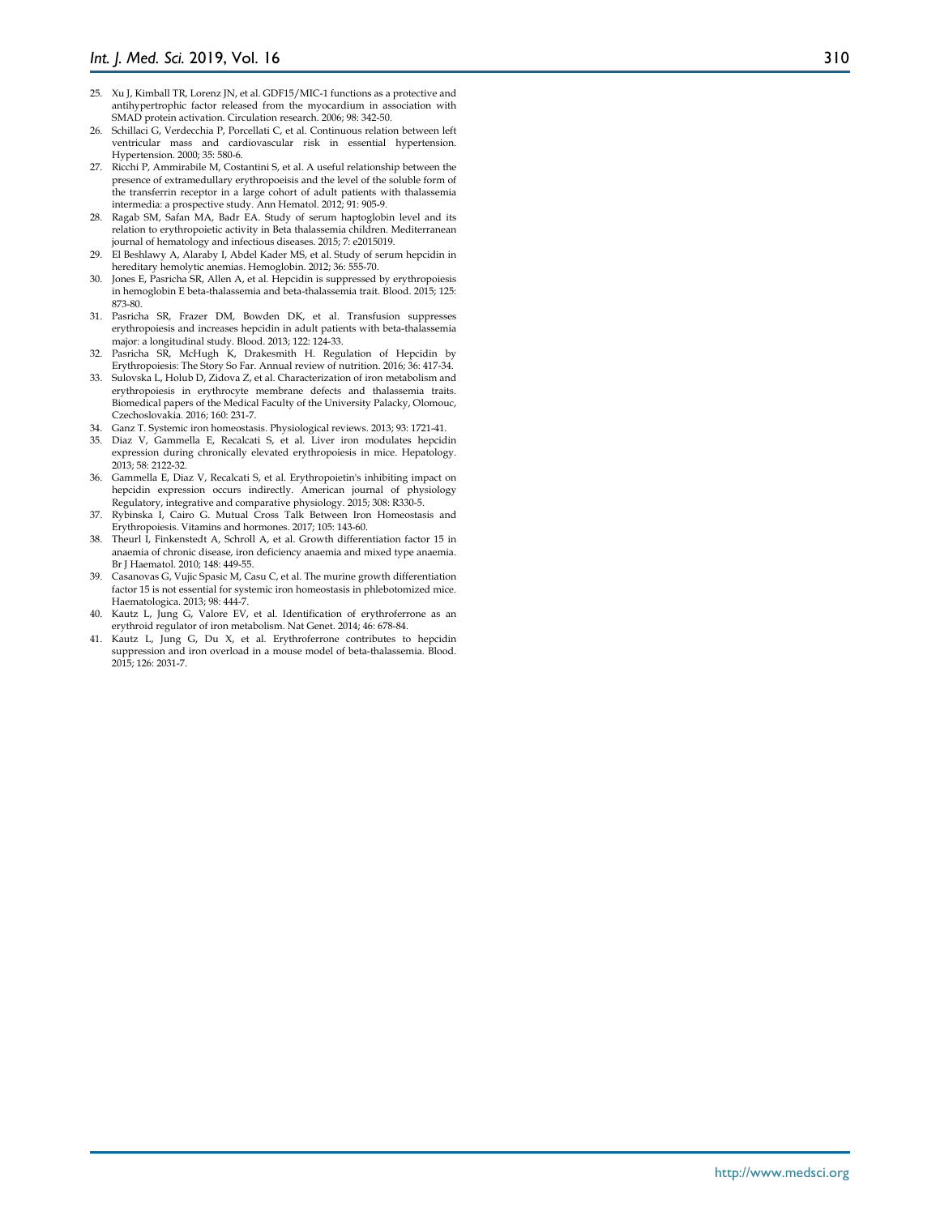25. Xu J, Kimball TR, Lorenz JN, et al. GDF15/MIC-1 functions as a protective and antihypertrophic factor released from the myocardium in association with SMAD protein activation. Circulation research. 2006; 98: 342-50.
26. Schillaci G, Verdecchia P, Porcellati C, et al. Continuous relation between left ventricular mass and cardiovascular risk in essential hypertension. Hypertension. 2000; 35: 580-6.
27. Ricchi P, Ammirabile M, Costantini S, et al. A useful relationship between the presence of extramedullary erythropoeisis and the level of the soluble form of the transferrin receptor in a large cohort of adult patients with thalassemia intermedia: a prospective study. Ann Hematol. 2012; 91: 905-9.
28. Ragab SM, Safan MA, Badr EA. Study of serum haptoglobin level and its relation to erythropoietic activity in Beta thalassemia children. Mediterranean journal of hematology and infectious diseases. 2015; 7: e2015019.
29. El Beshlawy A, Alaraby I, Abdel Kader MS, et al. Study of serum hepcidin in hereditary hemolytic anemias. Hemoglobin. 2012; 36: 555-70.
30. Jones E, Pasricha SR, Allen A, et al. Hepcidin is suppressed by erythropoiesis in hemoglobin E beta-thalassemia and beta-thalassemia trait. Blood. 2015; 125: 873-80.
31. Pasricha SR, Frazer DM, Bowden DK, et al. Transfusion suppresses erythropoiesis and increases hepcidin in adult patients with beta-thalassemia major: a longitudinal study. Blood. 2013; 122: 124-33.
32. Pasricha SR, McHugh K, Drakesmith H. Regulation of Hepcidin by Erythropoiesis: The Story So Far. Annual review of nutrition. 2016; 36: 417-34.
33. Sulovska L, Holub D, Zidova Z, et al. Characterization of iron metabolism and erythropoiesis in erythrocyte membrane defects and thalassemia traits. Biomedical papers of the Medical Faculty of the University Palacky, Olomouc, Czechoslovakia. 2016; 160: 231-7.
34. Ganz T. Systemic iron homeostasis. Physiological reviews. 2013; 93: 1721-41.
35. Diaz V, Gammella E, Recalcati S, et al. Liver iron modulates hepcidin expression during chronically elevated erythropoiesis in mice. Hepatology. 2013; 58: 2122-32.
36. Gammella E, Diaz V, Recalcati S, et al. Erythropoietin's inhibiting impact on hepcidin expression occurs indirectly. American journal of physiology Regulatory, integrative and comparative physiology. 2015; 308: R330-5.
37. Rybinska I, Cairo G. Mutual Cross Talk Between Iron Homeostasis and Erythropoiesis. Vitamins and hormones. 2017; 105: 143-60.
38. Theurl I, Finkenstedt A, Schroll A, et al. Growth differentiation factor 15 in anaemia of chronic disease, iron deficiency anaemia and mixed type anaemia. Br J Haematol. 2010; 148: 449-55.
39. Casanovas G, Vujic Spasic M, Casu C, et al. The murine growth differentiation factor 15 is not essential for systemic iron homeostasis in phlebotomized mice. Haematologica. 2013; 98: 444-7.
40. Kautz L, Jung G, Valore EV, et al. Identification of erythroferrone as an erythroid regulator of iron metabolism. Nat Genet. 2014; 46: 678-84.
41. Kautz L, Jung G, Du X, et al. Erythroferrone contributes to hepcidin suppression and iron overload in a mouse model of beta-thalassemia. Blood. 2015; 126: 2031-7.